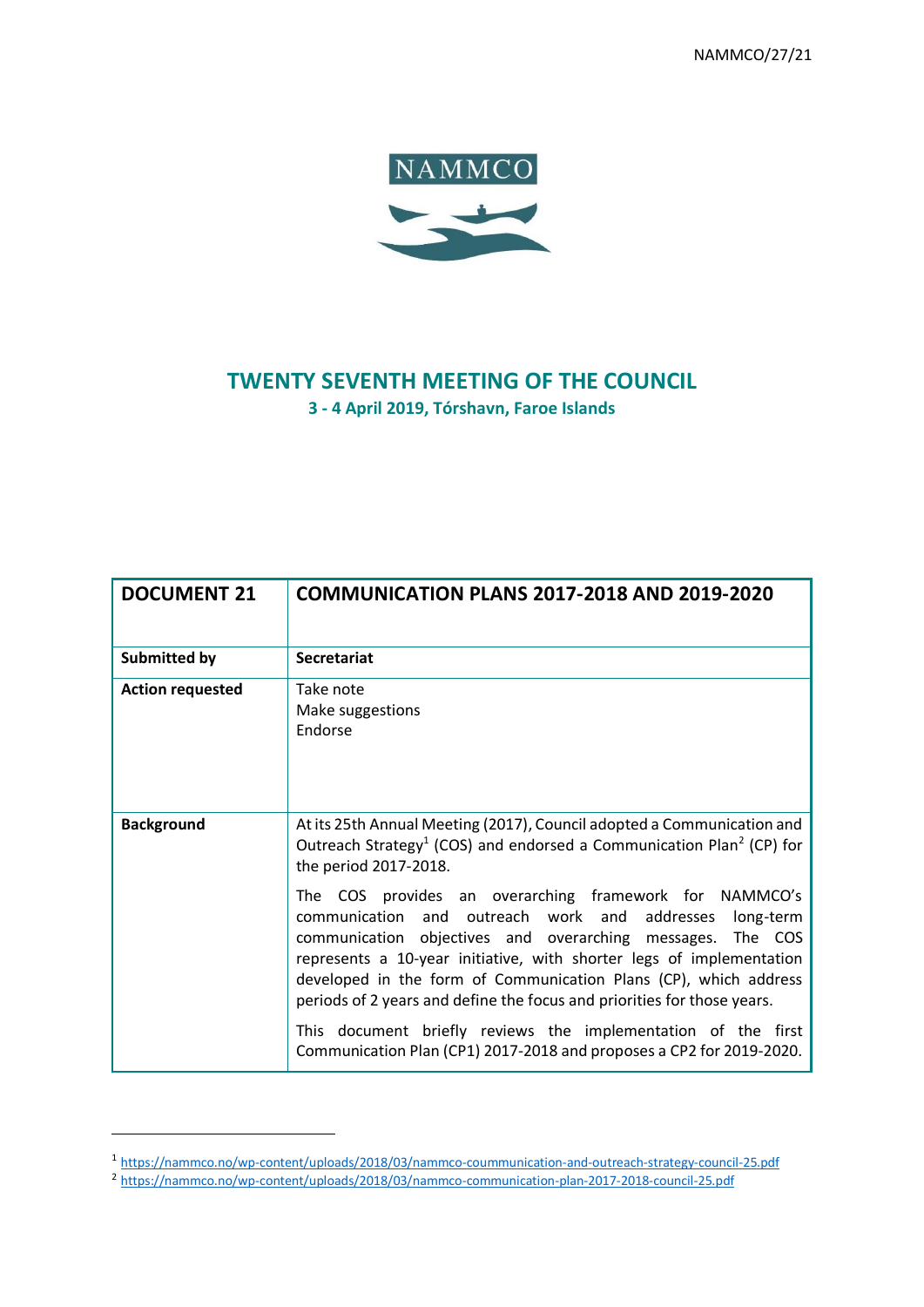NAMMCO/27/21

NAMMCO

# TWENTY SEVENTH MEETING OF THE COUNCIL

**3 - 4 April 2019, Tórshavn, Faroe Islands**

| **DOCUMENT 21** | **COMMUNICATION PLANS 2017-2018 AND 2019-2020** |
|---|---|
| **Submitted by** | **Secretariat** |
| **Action requested** | Take note<br>Make suggestions<br>Endorse |
| **Background** | At its 25th Annual Meeting (2017), Council adopted a Communication and Outreach Strategy[1] (COS) and endorsed a Communication Plan[2] (CP) for the period 2017-2018.<br><br>The COS provides an overarching framework for NAMMCO's communication and outreach work and addresses long-term communication objectives and overarching messages. The COS represents a 10-year initiative, with shorter legs of implementation developed in the form of Communication Plans (CP), which address periods of 2 years and define the focus and priorities for those years.<br><br>This document briefly reviews the implementation of the first Communication Plan (CP1) 2017-2018 and proposes a CP2 for 2019-2020. |

[1] https://nammco.no/wp-content/uploads/2018/03/nammco-coummunication-and-outreach-strategy-council-25.pdf

[2] https://nammco.no/wp-content/uploads/2018/03/nammco-communication-plan-2017-2018-council-25.pdf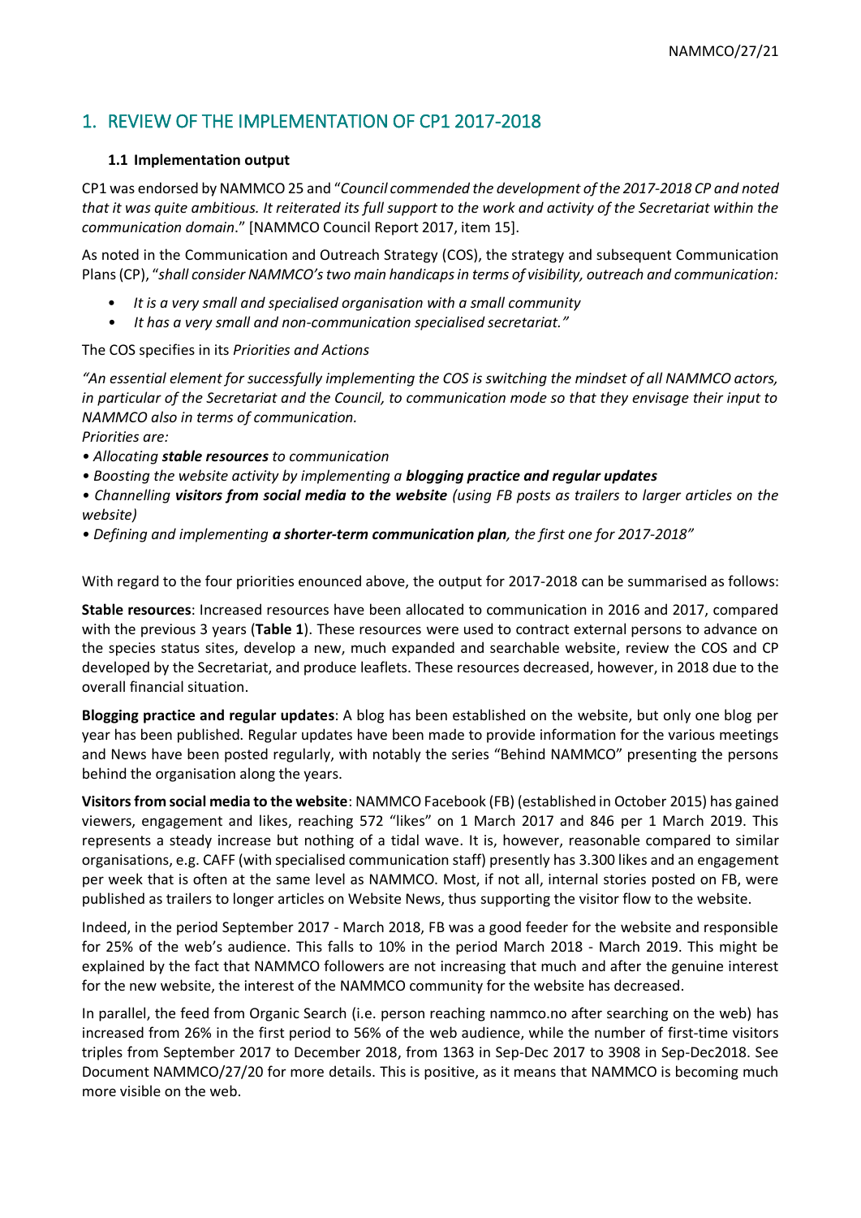# 1. REVIEW OF THE IMPLEMENTATION OF CP1 2017-2018

### 1.1 Implementation output

CP1 was endorsed by NAMMCO 25 and "*Council commended the development of the 2017-2018 CP and noted that it was quite ambitious. It reiterated its full support to the work and activity of the Secretariat within the communication domain*." [NAMMCO Council Report 2017, item 15].

As noted in the Communication and Outreach Strategy (COS), the strategy and subsequent Communication Plans (CP), "*shall consider NAMMCO's two main handicaps in terms of visibility, outreach and communication:*

- *It is a very small and specialised organisation with a small community*
- *It has a very small and non-communication specialised secretariat."*

The COS specifies in its *Priorities and Actions*

*"An essential element for successfully implementing the COS is switching the mindset of all NAMMCO actors, in particular of the Secretariat and the Council, to communication mode so that they envisage their input to NAMMCO also in terms of communication.*
*Priorities are:*

- *Allocating **stable resources** to communication*
- *Boosting the website activity by implementing a **blogging practice and regular updates***
- *Channelling **visitors from social media to the website** (using FB posts as trailers to larger articles on the website)*
- *Defining and implementing **a shorter-term communication plan**, the first one for 2017-2018"*

With regard to the four priorities enounced above, the output for 2017-2018 can be summarised as follows:

**Stable resources**: Increased resources have been allocated to communication in 2016 and 2017, compared with the previous 3 years (**Table 1**). These resources were used to contract external persons to advance on the species status sites, develop a new, much expanded and searchable website, review the COS and CP developed by the Secretariat, and produce leaflets. These resources decreased, however, in 2018 due to the overall financial situation.

**Blogging practice and regular updates**: A blog has been established on the website, but only one blog per year has been published. Regular updates have been made to provide information for the various meetings and News have been posted regularly, with notably the series "Behind NAMMCO" presenting the persons behind the organisation along the years.

**Visitors from social media to the website**: NAMMCO Facebook (FB) (established in October 2015) has gained viewers, engagement and likes, reaching 572 "likes" on 1 March 2017 and 846 per 1 March 2019. This represents a steady increase but nothing of a tidal wave. It is, however, reasonable compared to similar organisations, e.g. CAFF (with specialised communication staff) presently has 3.300 likes and an engagement per week that is often at the same level as NAMMCO. Most, if not all, internal stories posted on FB, were published as trailers to longer articles on Website News, thus supporting the visitor flow to the website.

Indeed, in the period September 2017 - March 2018, FB was a good feeder for the website and responsible for 25% of the web's audience. This falls to 10% in the period March 2018 - March 2019. This might be explained by the fact that NAMMCO followers are not increasing that much and after the genuine interest for the new website, the interest of the NAMMCO community for the website has decreased.

In parallel, the feed from Organic Search (i.e. person reaching nammco.no after searching on the web) has increased from 26% in the first period to 56% of the web audience, while the number of first-time visitors triples from September 2017 to December 2018, from 1363 in Sep-Dec 2017 to 3908 in Sep-Dec2018. See Document NAMMCO/27/20 for more details. This is positive, as it means that NAMMCO is becoming much more visible on the web.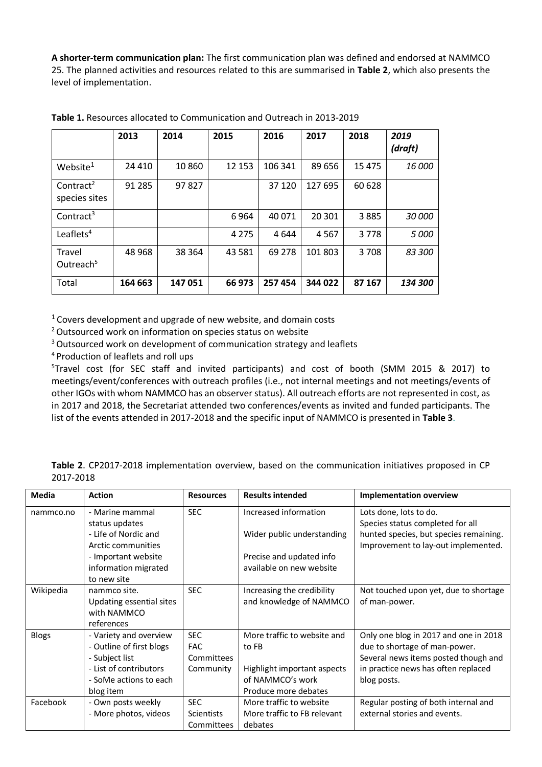**A shorter-term communication plan:** The first communication plan was defined and endorsed at NAMMCO 25. The planned activities and resources related to this are summarised in **Table 2**, which also presents the level of implementation.

**Table 1.** Resources allocated to Communication and Outreach in 2013-2019

| | 2013 | 2014 | 2015 | 2016 | 2017 | 2018 | *2019 (draft)* |
|---|---|---|---|---|---|---|---|
| Website[1] | 24 410 | 10 860 | 12 153 | 106 341 | 89 656 | 15 475 | *16 000* |
| Contract[2] species sites | 91 285 | 97 827 | | 37 120 | 127 695 | 60 628 | |
| Contract[3] | | | 6 964 | 40 071 | 20 301 | 3 885 | *30 000* |
| Leaflets[4] | | | 4 275 | 4 644 | 4 567 | 3 778 | *5 000* |
| Travel Outreach[5] | 48 968 | 38 364 | 43 581 | 69 278 | 101 803 | 3 708 | *83 300* |
| Total | **164 663** | **147 051** | **66 973** | **257 454** | **344 022** | **87 167** | ***134 300*** |

[1] Covers development and upgrade of new website, and domain costs
[2] Outsourced work on information on species status on website
[3] Outsourced work on development of communication strategy and leaflets
[4] Production of leaflets and roll ups
[5] Travel cost (for SEC staff and invited participants) and cost of booth (SMM 2015 & 2017) to meetings/event/conferences with outreach profiles (i.e., not internal meetings and not meetings/events of other IGOs with whom NAMMCO has an observer status). All outreach efforts are not represented in cost, as in 2017 and 2018, the Secretariat attended two conferences/events as invited and funded participants. The list of the events attended in 2017-2018 and the specific input of NAMMCO is presented in **Table 3**.

**Table 2**. CP2017-2018 implementation overview, based on the communication initiatives proposed in CP 2017-2018

| Media | Action | Resources | Results intended | Implementation overview |
|---|---|---|---|---|
| nammco.no | - Marine mammal status updates<br>- Life of Nordic and Arctic communities<br>- Important website information migrated to new site | SEC | Increased information<br><br>Wider public understanding<br><br>Precise and updated info available on new website | Lots done, lots to do.<br>Species status completed for all hunted species, but species remaining.<br>Improvement to lay-out implemented. |
| Wikipedia | nammco site.<br>Updating essential sites with NAMMCO references | SEC | Increasing the credibility and knowledge of NAMMCO | Not touched upon yet, due to shortage of man-power. |
| Blogs | - Variety and overview<br>- Outline of first blogs<br>- Subject list<br>- List of contributors<br>- SoMe actions to each blog item | SEC<br>FAC<br>Committees<br>Community | More traffic to website and to FB<br><br>Highlight important aspects of NAMMCO's work<br>Produce more debates | Only one blog in 2017 and one in 2018 due to shortage of man-power.<br>Several news items posted though and in practice news has often replaced blog posts. |
| Facebook | - Own posts weekly<br>- More photos, videos | SEC<br>Scientists<br>Committees | More traffic to website<br>More traffic to FB relevant debates | Regular posting of both internal and external stories and events. |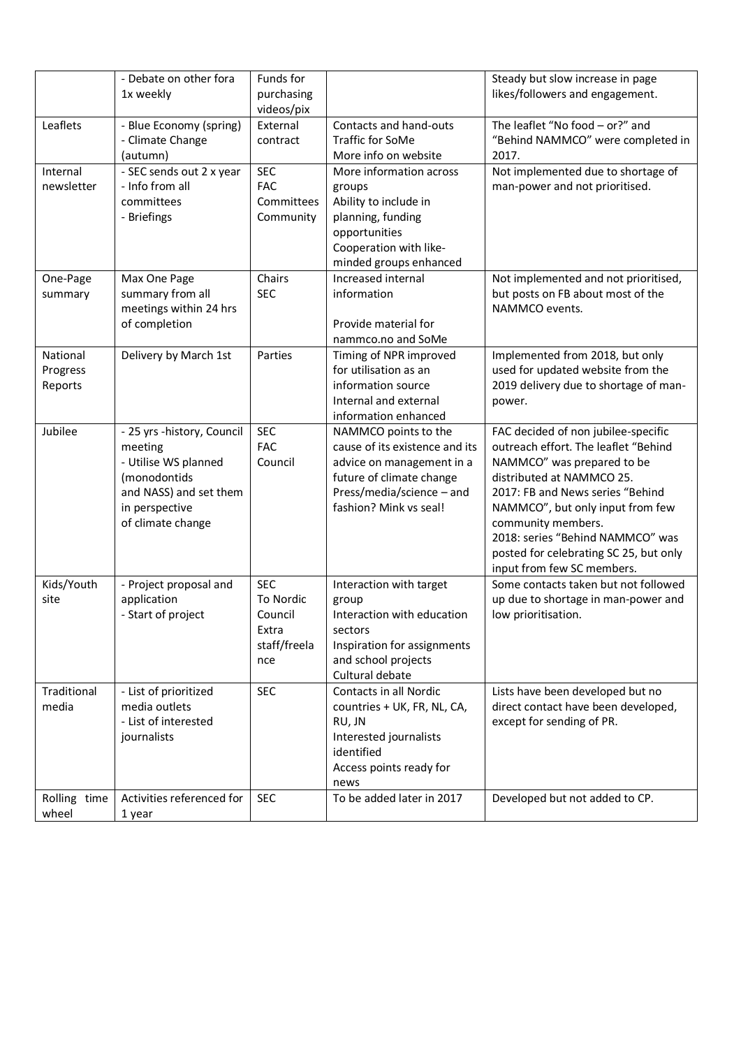| | - Debate on other fora 1x weekly | Funds for purchasing videos/pix | | Steady but slow increase in page likes/followers and engagement. |
|---|---|---|---|---|
| Leaflets | - Blue Economy (spring)<br>- Climate Change (autumn) | External contract | Contacts and hand-outs<br>Traffic for SoMe<br>More info on website | The leaflet "No food – or?" and "Behind NAMMCO" were completed in 2017. |
| Internal newsletter | - SEC sends out 2 x year<br>- Info from all committees<br>- Briefings | SEC<br>FAC<br>Committees<br>Community | More information across groups<br>Ability to include in planning, funding opportunities<br>Cooperation with like-minded groups enhanced | Not implemented due to shortage of man-power and not prioritised. |
| One-Page summary | Max One Page summary from all meetings within 24 hrs of completion | Chairs<br>SEC | Increased internal information<br><br>Provide material for nammco.no and SoMe | Not implemented and not prioritised, but posts on FB about most of the NAMMCO events. |
| National Progress Reports | Delivery by March 1st | Parties | Timing of NPR improved for utilisation as an information source<br>Internal and external information enhanced | Implemented from 2018, but only used for updated website from the 2019 delivery due to shortage of man-power. |
| Jubilee | - 25 yrs -history, Council meeting<br>- Utilise WS planned (monodontids and NASS) and set them in perspective of climate change | SEC<br>FAC<br>Council | NAMMCO points to the cause of its existence and its advice on management in a future of climate change<br>Press/media/science – and fashion? Mink vs seal! | FAC decided of non jubilee-specific outreach effort. The leaflet "Behind NAMMCO" was prepared to be distributed at NAMMCO 25.<br>2017: FB and News series "Behind NAMMCO", but only input from few community members.<br>2018: series "Behind NAMMCO" was posted for celebrating SC 25, but only input from few SC members. |
| Kids/Youth site | - Project proposal and application<br>- Start of project | SEC<br>To Nordic Council<br>Extra staff/freelance | Interaction with target group<br>Interaction with education sectors<br>Inspiration for assignments and school projects<br>Cultural debate | Some contacts taken but not followed up due to shortage in man-power and low prioritisation. |
| Traditional media | - List of prioritized media outlets<br>- List of interested journalists | SEC | Contacts in all Nordic countries + UK, FR, NL, CA, RU, JN<br>Interested journalists identified<br>Access points ready for news | Lists have been developed but no direct contact have been developed, except for sending of PR. |
| Rolling time wheel | Activities referenced for 1 year | SEC | To be added later in 2017 | Developed but not added to CP. |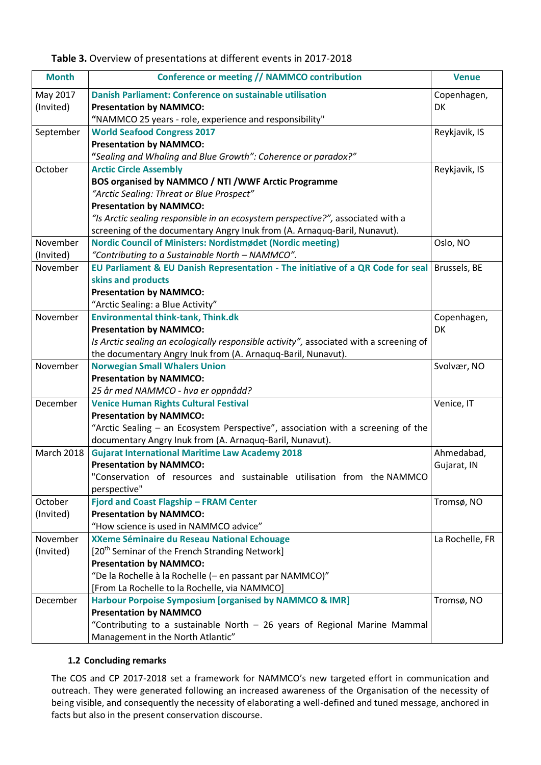**Table 3.** Overview of presentations at different events in 2017-2018

| Month | Conference or meeting // NAMMCO contribution | Venue |
|---|---|---|
| May 2017 (Invited) | **Danish Parliament: Conference on sustainable utilisation**<br>**Presentation by NAMMCO:**<br>"NAMMCO 25 years - role, experience and responsibility" | Copenhagen, DK |
| September | **World Seafood Congress 2017**<br>**Presentation by NAMMCO:**<br>*"Sealing and Whaling and Blue Growth": Coherence or paradox?"* | Reykjavik, IS |
| October | **Arctic Circle Assembly**<br>**BOS organised by NAMMCO / NTI /WWF Arctic Programme**<br>*"Arctic Sealing: Threat or Blue Prospect"*<br>**Presentation by NAMMCO:**<br>*"Is Arctic sealing responsible in an ecosystem perspective?",* associated with a screening of the documentary Angry Inuk from (A. Arnaquq-Baril, Nunavut). | Reykjavik, IS |
| November (Invited) | **Nordic Council of Ministers: Nordistmødet (Nordic meeting)**<br>*"Contributing to a Sustainable North – NAMMCO".* | Oslo, NO |
| November | **EU Parliament & EU Danish Representation - The initiative of a QR Code for seal skins and products**<br>**Presentation by NAMMCO:**<br>"Arctic Sealing: a Blue Activity" | Brussels, BE |
| November | **Environmental think-tank, Think.dk**<br>**Presentation by NAMMCO:**<br>*Is Arctic sealing an ecologically responsible activity",* associated with a screening of the documentary Angry Inuk from (A. Arnaquq-Baril, Nunavut). | Copenhagen, DK |
| November | **Norwegian Small Whalers Union**<br>**Presentation by NAMMCO:**<br>*25 år med NAMMCO - hva er oppnådd?* | Svolvær, NO |
| December | **Venice Human Rights Cultural Festival**<br>**Presentation by NAMMCO:**<br>"Arctic Sealing – an Ecosystem Perspective", association with a screening of the documentary Angry Inuk from (A. Arnaquq-Baril, Nunavut). | Venice, IT |
| March 2018 | **Gujarat International Maritime Law Academy 2018**<br>**Presentation by NAMMCO:**<br>"Conservation of resources and sustainable utilisation from the NAMMCO perspective" | Ahmedabad, Gujarat, IN |
| October (Invited) | **Fjord and Coast Flagship – FRAM Center**<br>**Presentation by NAMMCO:**<br>"How science is used in NAMMCO advice" | Tromsø, NO |
| November (Invited) | **XXeme Séminaire du Reseau National Echouage**<br>[20th Seminar of the French Stranding Network]<br>**Presentation by NAMMCO:**<br>"De la Rochelle à la Rochelle (– en passant par NAMMCO)"<br>[From La Rochelle to la Rochelle, via NAMMCO] | La Rochelle, FR |
| December | **Harbour Porpoise Symposium [organised by NAMMCO & IMR]**<br>**Presentation by NAMMCO**<br>"Contributing to a sustainable North – 26 years of Regional Marine Mammal Management in the North Atlantic" | Tromsø, NO |

### 1.2 Concluding remarks

The COS and CP 2017-2018 set a framework for NAMMCO's new targeted effort in communication and outreach. They were generated following an increased awareness of the Organisation of the necessity of being visible, and consequently the necessity of elaborating a well-defined and tuned message, anchored in facts but also in the present conservation discourse.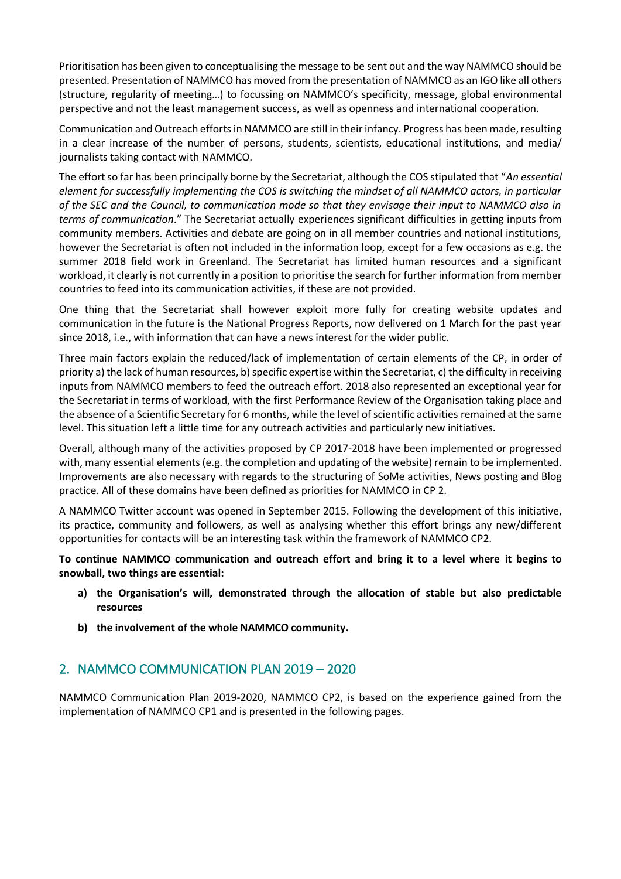Prioritisation has been given to conceptualising the message to be sent out and the way NAMMCO should be presented. Presentation of NAMMCO has moved from the presentation of NAMMCO as an IGO like all others (structure, regularity of meeting…) to focussing on NAMMCO's specificity, message, global environmental perspective and not the least management success, as well as openness and international cooperation.

Communication and Outreach efforts in NAMMCO are still in their infancy. Progress has been made, resulting in a clear increase of the number of persons, students, scientists, educational institutions, and media/ journalists taking contact with NAMMCO.

The effort so far has been principally borne by the Secretariat, although the COS stipulated that "*An essential element for successfully implementing the COS is switching the mindset of all NAMMCO actors, in particular of the SEC and the Council, to communication mode so that they envisage their input to NAMMCO also in terms of communication*." The Secretariat actually experiences significant difficulties in getting inputs from community members. Activities and debate are going on in all member countries and national institutions, however the Secretariat is often not included in the information loop, except for a few occasions as e.g. the summer 2018 field work in Greenland. The Secretariat has limited human resources and a significant workload, it clearly is not currently in a position to prioritise the search for further information from member countries to feed into its communication activities, if these are not provided.

One thing that the Secretariat shall however exploit more fully for creating website updates and communication in the future is the National Progress Reports, now delivered on 1 March for the past year since 2018, i.e., with information that can have a news interest for the wider public.

Three main factors explain the reduced/lack of implementation of certain elements of the CP, in order of priority a) the lack of human resources, b) specific expertise within the Secretariat, c) the difficulty in receiving inputs from NAMMCO members to feed the outreach effort. 2018 also represented an exceptional year for the Secretariat in terms of workload, with the first Performance Review of the Organisation taking place and the absence of a Scientific Secretary for 6 months, while the level of scientific activities remained at the same level. This situation left a little time for any outreach activities and particularly new initiatives.

Overall, although many of the activities proposed by CP 2017-2018 have been implemented or progressed with, many essential elements (e.g. the completion and updating of the website) remain to be implemented. Improvements are also necessary with regards to the structuring of SoMe activities, News posting and Blog practice. All of these domains have been defined as priorities for NAMMCO in CP 2.

A NAMMCO Twitter account was opened in September 2015. Following the development of this initiative, its practice, community and followers, as well as analysing whether this effort brings any new/different opportunities for contacts will be an interesting task within the framework of NAMMCO CP2.

**To continue NAMMCO communication and outreach effort and bring it to a level where it begins to snowball, two things are essential:**

- **a) the Organisation's will, demonstrated through the allocation of stable but also predictable resources**
- **b) the involvement of the whole NAMMCO community.**

## 2. NAMMCO COMMUNICATION PLAN 2019 – 2020

NAMMCO Communication Plan 2019-2020, NAMMCO CP2, is based on the experience gained from the implementation of NAMMCO CP1 and is presented in the following pages.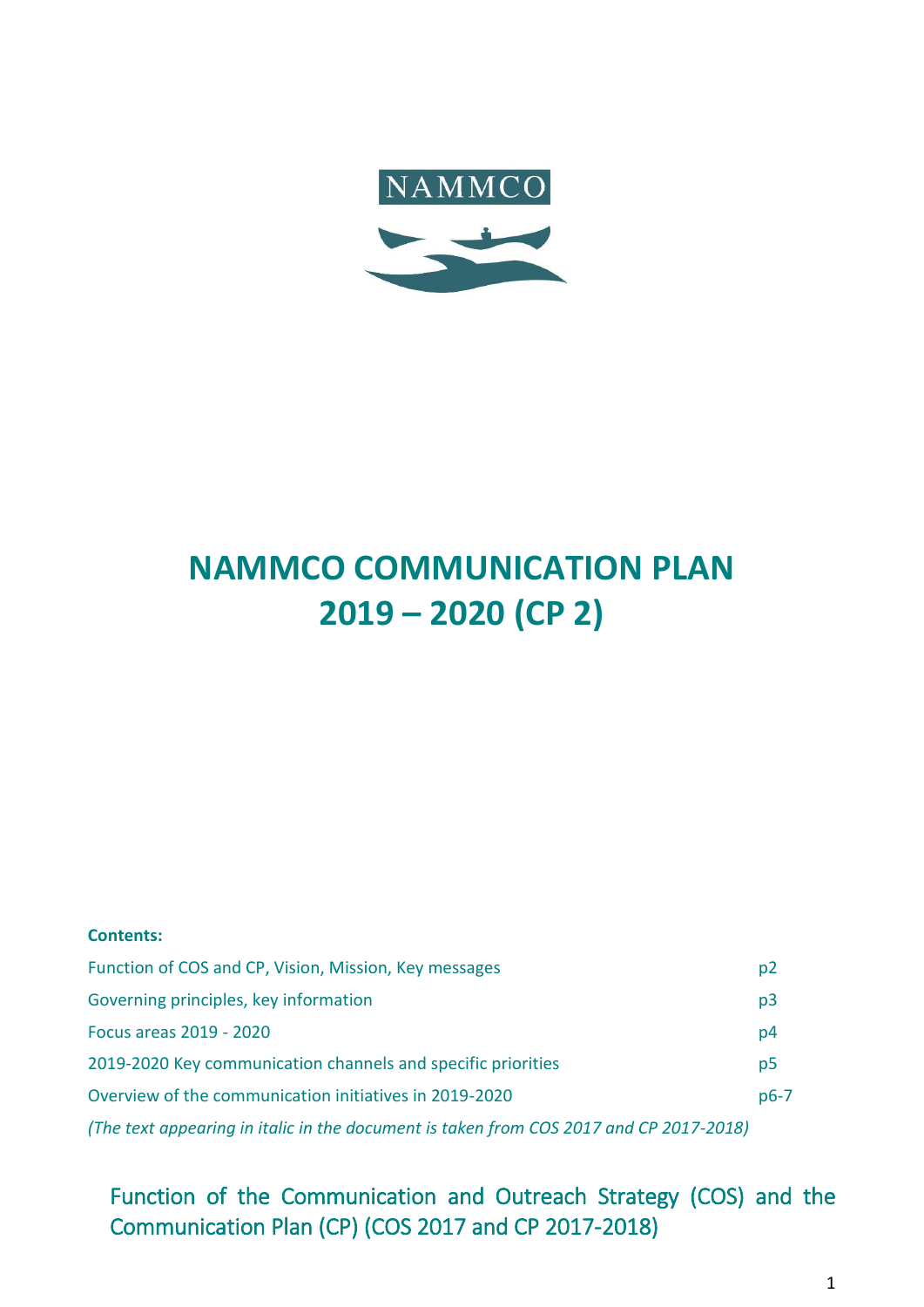# NAMMCO COMMUNICATION PLAN 2019 – 2020 (CP 2)

**Contents:**

| | |
|---|---|
| Function of COS and CP, Vision, Mission, Key messages | p2 |
| Governing principles, key information | p3 |
| Focus areas 2019 - 2020 | p4 |
| 2019-2020 Key communication channels and specific priorities | p5 |
| Overview of the communication initiatives in 2019-2020 | p6-7 |

*(The text appearing in italic in the document is taken from COS 2017 and CP 2017-2018)*

## Function of the Communication and Outreach Strategy (COS) and the Communication Plan (CP) (COS 2017 and CP 2017-2018)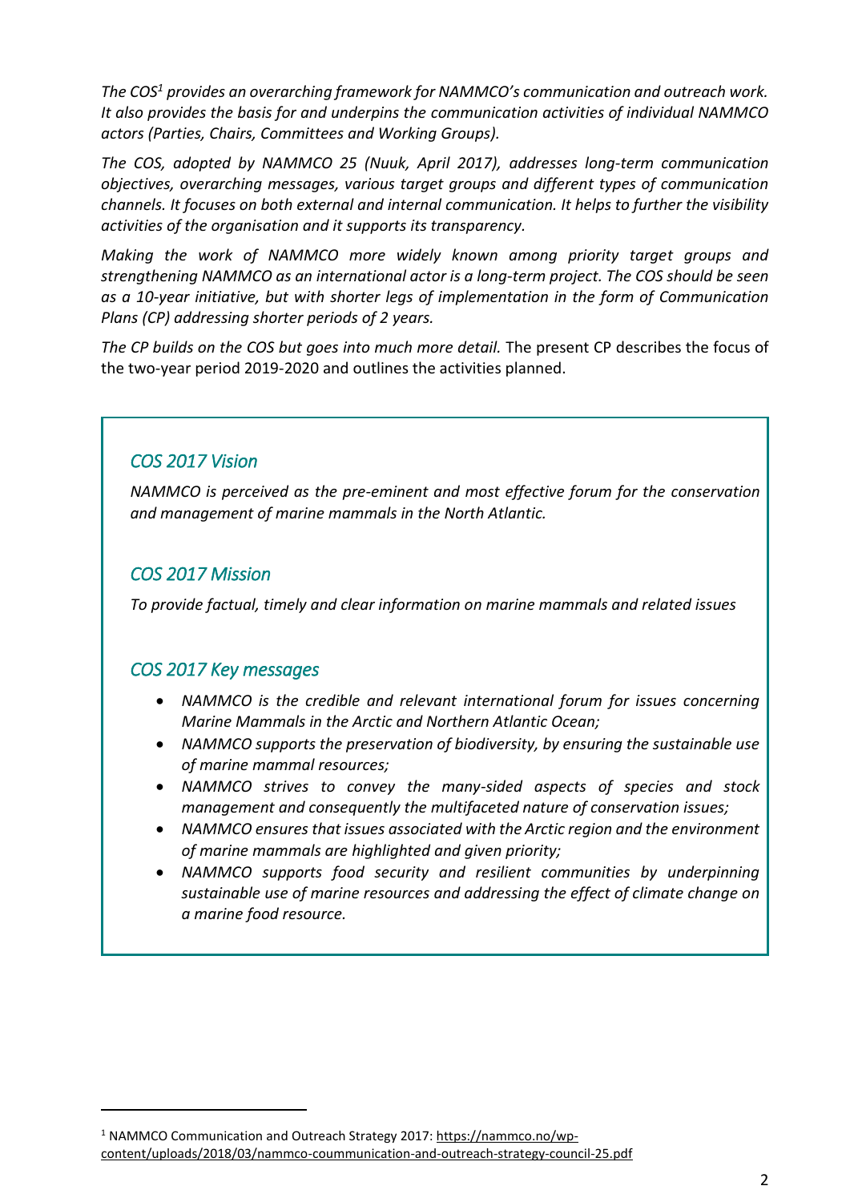*The COS[1] provides an overarching framework for NAMMCO's communication and outreach work. It also provides the basis for and underpins the communication activities of individual NAMMCO actors (Parties, Chairs, Committees and Working Groups).*

*The COS, adopted by NAMMCO 25 (Nuuk, April 2017), addresses long-term communication objectives, overarching messages, various target groups and different types of communication channels. It focuses on both external and internal communication. It helps to further the visibility activities of the organisation and it supports its transparency.*

*Making the work of NAMMCO more widely known among priority target groups and strengthening NAMMCO as an international actor is a long-term project. The COS should be seen as a 10-year initiative, but with shorter legs of implementation in the form of Communication Plans (CP) addressing shorter periods of 2 years.*

*The CP builds on the COS but goes into much more detail.* The present CP describes the focus of the two-year period 2019-2020 and outlines the activities planned.

### *COS 2017 Vision*

*NAMMCO is perceived as the pre-eminent and most effective forum for the conservation and management of marine mammals in the North Atlantic.*

### *COS 2017 Mission*

*To provide factual, timely and clear information on marine mammals and related issues*

### *COS 2017 Key messages*

- *NAMMCO is the credible and relevant international forum for issues concerning Marine Mammals in the Arctic and Northern Atlantic Ocean;*
- *NAMMCO supports the preservation of biodiversity, by ensuring the sustainable use of marine mammal resources;*
- *NAMMCO strives to convey the many-sided aspects of species and stock management and consequently the multifaceted nature of conservation issues;*
- *NAMMCO ensures that issues associated with the Arctic region and the environment of marine mammals are highlighted and given priority;*
- *NAMMCO supports food security and resilient communities by underpinning sustainable use of marine resources and addressing the effect of climate change on a marine food resource.*

---

[1] NAMMCO Communication and Outreach Strategy 2017: https://nammco.no/wp-content/uploads/2018/03/nammco-coummunication-and-outreach-strategy-council-25.pdf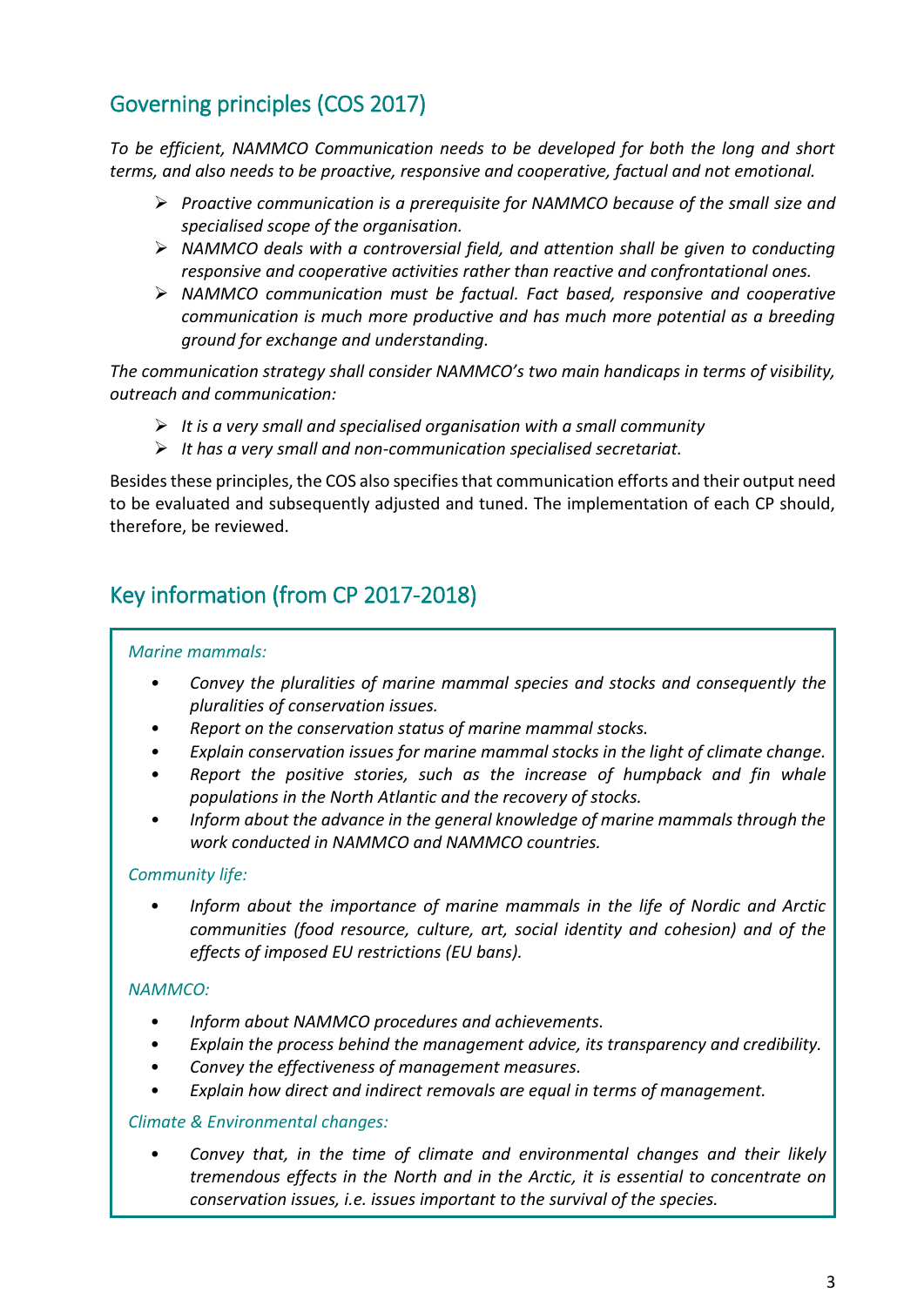## Governing principles (COS 2017)

*To be efficient, NAMMCO Communication needs to be developed for both the long and short terms, and also needs to be proactive, responsive and cooperative, factual and not emotional.*

- *Proactive communication is a prerequisite for NAMMCO because of the small size and specialised scope of the organisation.*
- *NAMMCO deals with a controversial field, and attention shall be given to conducting responsive and cooperative activities rather than reactive and confrontational ones.*
- *NAMMCO communication must be factual. Fact based, responsive and cooperative communication is much more productive and has much more potential as a breeding ground for exchange and understanding.*

*The communication strategy shall consider NAMMCO's two main handicaps in terms of visibility, outreach and communication:*

- *It is a very small and specialised organisation with a small community*
- *It has a very small and non-communication specialised secretariat.*

Besides these principles, the COS also specifies that communication efforts and their output need to be evaluated and subsequently adjusted and tuned. The implementation of each CP should, therefore, be reviewed.

## Key information (from CP 2017-2018)

*Marine mammals:*

- *Convey the pluralities of marine mammal species and stocks and consequently the pluralities of conservation issues.*
- *Report on the conservation status of marine mammal stocks.*
- *Explain conservation issues for marine mammal stocks in the light of climate change.*
- *Report the positive stories, such as the increase of humpback and fin whale populations in the North Atlantic and the recovery of stocks.*
- *Inform about the advance in the general knowledge of marine mammals through the work conducted in NAMMCO and NAMMCO countries.*

*Community life:*

- *Inform about the importance of marine mammals in the life of Nordic and Arctic communities (food resource, culture, art, social identity and cohesion) and of the effects of imposed EU restrictions (EU bans).*

*NAMMCO:*

- *Inform about NAMMCO procedures and achievements.*
- *Explain the process behind the management advice, its transparency and credibility.*
- *Convey the effectiveness of management measures.*
- *Explain how direct and indirect removals are equal in terms of management.*

*Climate & Environmental changes:*

- *Convey that, in the time of climate and environmental changes and their likely tremendous effects in the North and in the Arctic, it is essential to concentrate on conservation issues, i.e. issues important to the survival of the species.*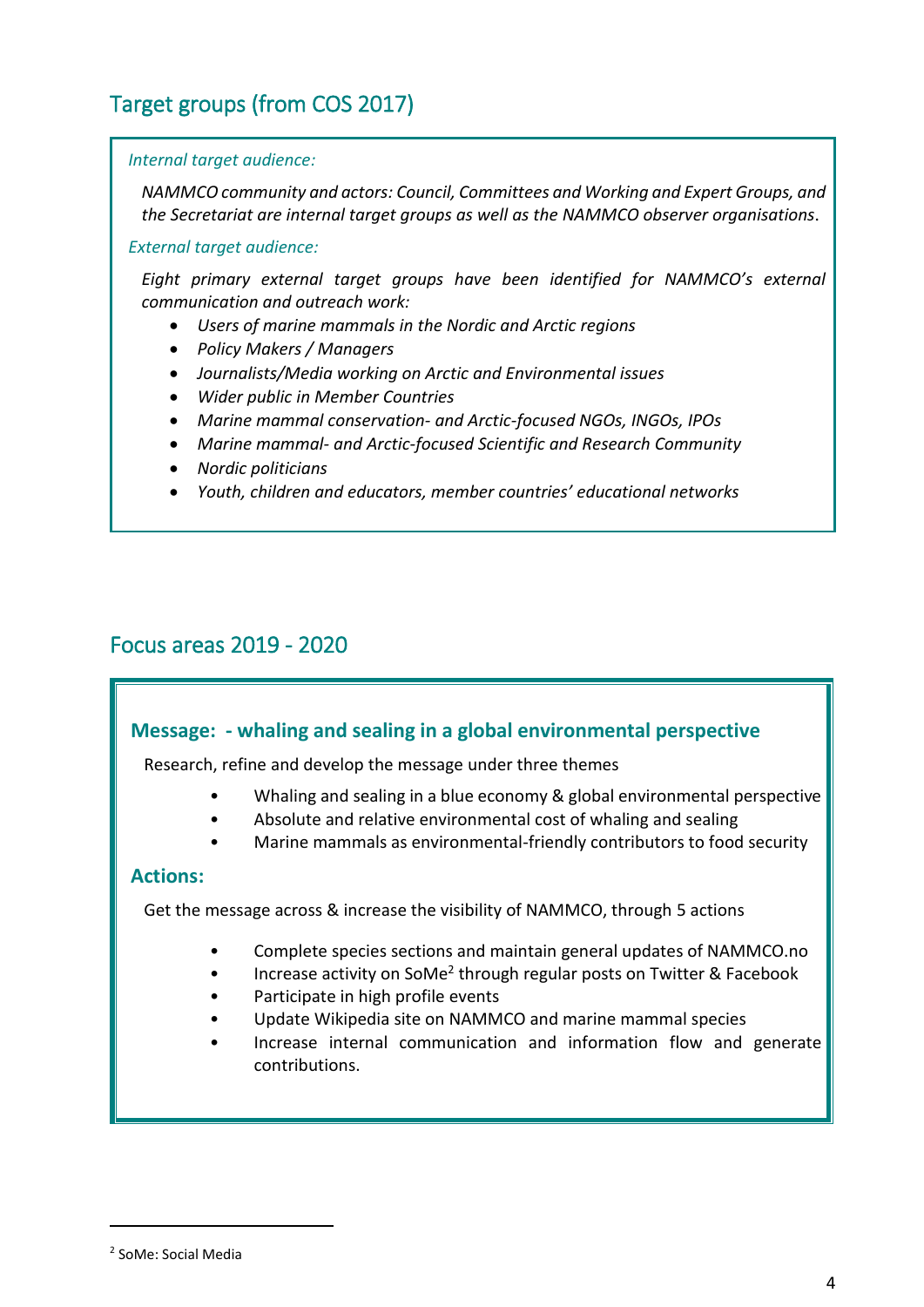## Target groups (from COS 2017)

*Internal target audience:*

*NAMMCO community and actors: Council, Committees and Working and Expert Groups, and the Secretariat are internal target groups as well as the NAMMCO observer organisations.*

*External target audience:*

*Eight primary external target groups have been identified for NAMMCO's external communication and outreach work:*

- *Users of marine mammals in the Nordic and Arctic regions*
- *Policy Makers / Managers*
- *Journalists/Media working on Arctic and Environmental issues*
- *Wider public in Member Countries*
- *Marine mammal conservation- and Arctic-focused NGOs, INGOs, IPOs*
- *Marine mammal- and Arctic-focused Scientific and Research Community*
- *Nordic politicians*
- *Youth, children and educators, member countries' educational networks*

## Focus areas 2019 - 2020

### Message: - whaling and sealing in a global environmental perspective

Research, refine and develop the message under three themes

- Whaling and sealing in a blue economy & global environmental perspective
- Absolute and relative environmental cost of whaling and sealing
- Marine mammals as environmental-friendly contributors to food security

### Actions:

Get the message across & increase the visibility of NAMMCO, through 5 actions

- Complete species sections and maintain general updates of NAMMCO.no
- Increase activity on SoMe[2] through regular posts on Twitter & Facebook
- Participate in high profile events
- Update Wikipedia site on NAMMCO and marine mammal species
- Increase internal communication and information flow and generate contributions.

[2] SoMe: Social Media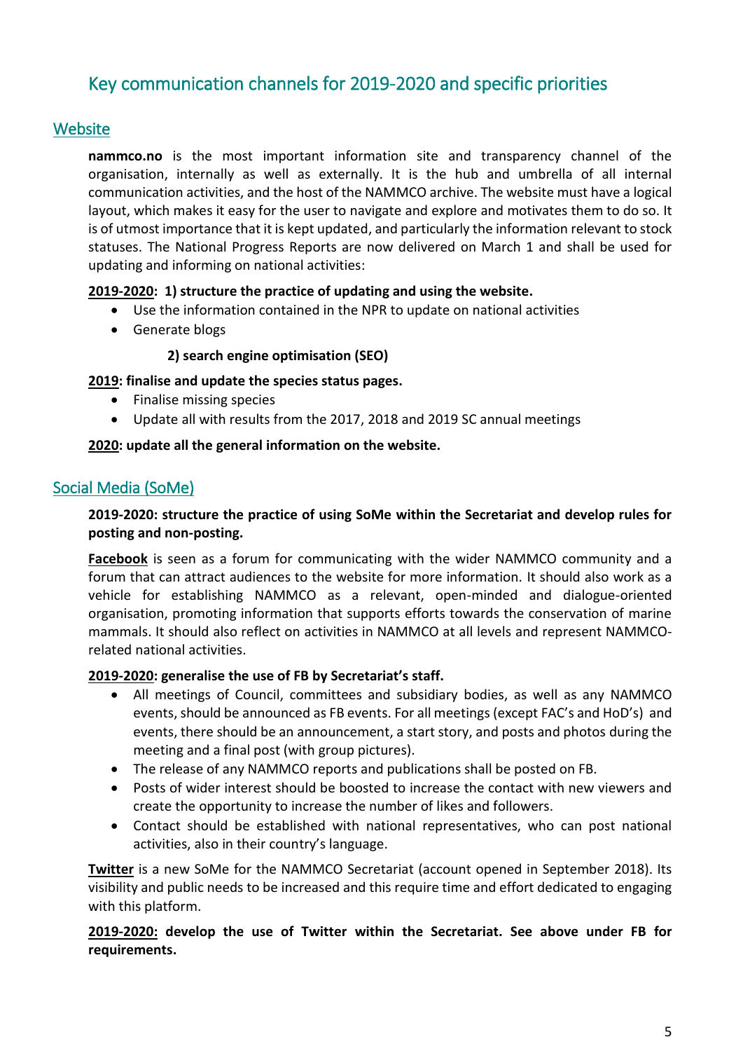# Key communication channels for 2019-2020 and specific priorities

## Website

**nammco.no** is the most important information site and transparency channel of the organisation, internally as well as externally. It is the hub and umbrella of all internal communication activities, and the host of the NAMMCO archive. The website must have a logical layout, which makes it easy for the user to navigate and explore and motivates them to do so. It is of utmost importance that it is kept updated, and particularly the information relevant to stock statuses. The National Progress Reports are now delivered on March 1 and shall be used for updating and informing on national activities:

**2019-2020: 1) structure the practice of updating and using the website.**

- Use the information contained in the NPR to update on national activities
- Generate blogs

**2) search engine optimisation (SEO)**

**2019: finalise and update the species status pages.**

- Finalise missing species
- Update all with results from the 2017, 2018 and 2019 SC annual meetings

**2020: update all the general information on the website.**

## Social Media (SoMe)

**2019-2020: structure the practice of using SoMe within the Secretariat and develop rules for posting and non-posting.**

**Facebook** is seen as a forum for communicating with the wider NAMMCO community and a forum that can attract audiences to the website for more information. It should also work as a vehicle for establishing NAMMCO as a relevant, open-minded and dialogue-oriented organisation, promoting information that supports efforts towards the conservation of marine mammals. It should also reflect on activities in NAMMCO at all levels and represent NAMMCO-related national activities.

**2019-2020: generalise the use of FB by Secretariat's staff.**

- All meetings of Council, committees and subsidiary bodies, as well as any NAMMCO events, should be announced as FB events. For all meetings (except FAC's and HoD's) and events, there should be an announcement, a start story, and posts and photos during the meeting and a final post (with group pictures).
- The release of any NAMMCO reports and publications shall be posted on FB.
- Posts of wider interest should be boosted to increase the contact with new viewers and create the opportunity to increase the number of likes and followers.
- Contact should be established with national representatives, who can post national activities, also in their country's language.

**Twitter** is a new SoMe for the NAMMCO Secretariat (account opened in September 2018). Its visibility and public needs to be increased and this require time and effort dedicated to engaging with this platform.

**2019-2020: develop the use of Twitter within the Secretariat. See above under FB for requirements.**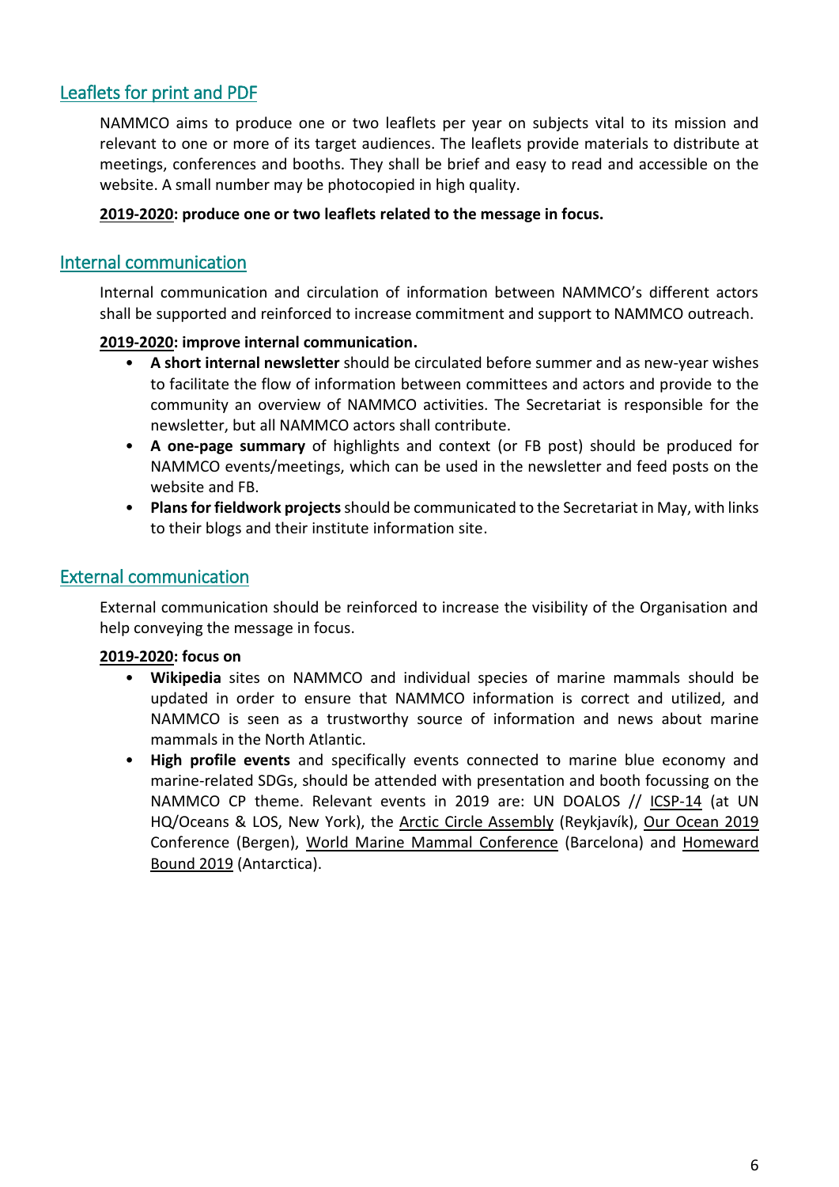## Leaflets for print and PDF

NAMMCO aims to produce one or two leaflets per year on subjects vital to its mission and relevant to one or more of its target audiences. The leaflets provide materials to distribute at meetings, conferences and booths. They shall be brief and easy to read and accessible on the website. A small number may be photocopied in high quality.

**2019-2020: produce one or two leaflets related to the message in focus.**

## Internal communication

Internal communication and circulation of information between NAMMCO's different actors shall be supported and reinforced to increase commitment and support to NAMMCO outreach.

**2019-2020: improve internal communication.**

- **A short internal newsletter** should be circulated before summer and as new-year wishes to facilitate the flow of information between committees and actors and provide to the community an overview of NAMMCO activities. The Secretariat is responsible for the newsletter, but all NAMMCO actors shall contribute.
- **A one-page summary** of highlights and context (or FB post) should be produced for NAMMCO events/meetings, which can be used in the newsletter and feed posts on the website and FB.
- **Plans for fieldwork projects** should be communicated to the Secretariat in May, with links to their blogs and their institute information site.

## External communication

External communication should be reinforced to increase the visibility of the Organisation and help conveying the message in focus.

**2019-2020: focus on**

- **Wikipedia** sites on NAMMCO and individual species of marine mammals should be updated in order to ensure that NAMMCO information is correct and utilized, and NAMMCO is seen as a trustworthy source of information and news about marine mammals in the North Atlantic.
- **High profile events** and specifically events connected to marine blue economy and marine-related SDGs, should be attended with presentation and booth focussing on the NAMMCO CP theme. Relevant events in 2019 are: UN DOALOS // ICSP-14 (at UN HQ/Oceans & LOS, New York), the Arctic Circle Assembly (Reykjavík), Our Ocean 2019 Conference (Bergen), World Marine Mammal Conference (Barcelona) and Homeward Bound 2019 (Antarctica).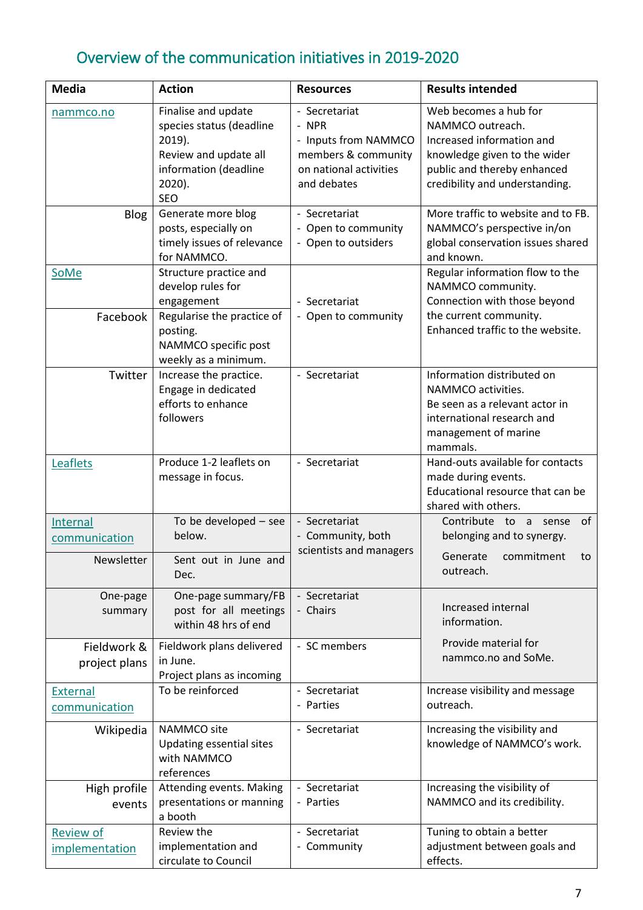## Overview of the communication initiatives in 2019-2020

| Media | Action | Resources | Results intended |
|---|---|---|---|
| nammco.no | Finalise and update species status (deadline 2019).<br>Review and update all information (deadline 2020).<br>SEO | - Secretariat<br>- NPR<br>- Inputs from NAMMCO members & community on national activities and debates | Web becomes a hub for NAMMCO outreach.<br>Increased information and knowledge given to the wider public and thereby enhanced credibility and understanding. |
| Blog | Generate more blog posts, especially on timely issues of relevance for NAMMCO. | - Secretariat<br>- Open to community<br>- Open to outsiders | More traffic to website and to FB.<br>NAMMCO's perspective in/on global conservation issues shared and known. |
| SoMe | Structure practice and develop rules for engagement | - Secretariat<br>- Open to community | Regular information flow to the NAMMCO community.<br>Connection with those beyond the current community.<br>Enhanced traffic to the website. |
| Facebook | Regularise the practice of posting.<br>NAMMCO specific post weekly as a minimum. | | |
| Twitter | Increase the practice.<br>Engage in dedicated efforts to enhance followers | - Secretariat | Information distributed on NAMMCO activities.<br>Be seen as a relevant actor in international research and management of marine mammals. |
| Leaflets | Produce 1-2 leaflets on message in focus. | - Secretariat | Hand-outs available for contacts made during events.<br>Educational resource that can be shared with others. |
| Internal communication | To be developed – see below. | - Secretariat<br>- Community, both scientists and managers | Contribute to a sense of belonging and to synergy.<br>Generate commitment to outreach. |
| Newsletter | Sent out in June and Dec. | | |
| One-page summary | One-page summary/FB post for all meetings within 48 hrs of end | - Secretariat<br>- Chairs | Increased internal information.<br>Provide material for nammco.no and SoMe. |
| Fieldwork & project plans | Fieldwork plans delivered in June.<br>Project plans as incoming | - SC members | |
| External communication | To be reinforced | - Secretariat<br>- Parties | Increase visibility and message outreach. |
| Wikipedia | NAMMCO site<br>Updating essential sites with NAMMCO references | - Secretariat | Increasing the visibility and knowledge of NAMMCO's work. |
| High profile events | Attending events. Making presentations or manning a booth | - Secretariat<br>- Parties | Increasing the visibility of NAMMCO and its credibility. |
| Review of implementation | Review the implementation and circulate to Council | - Secretariat<br>- Community | Tuning to obtain a better adjustment between goals and effects. |